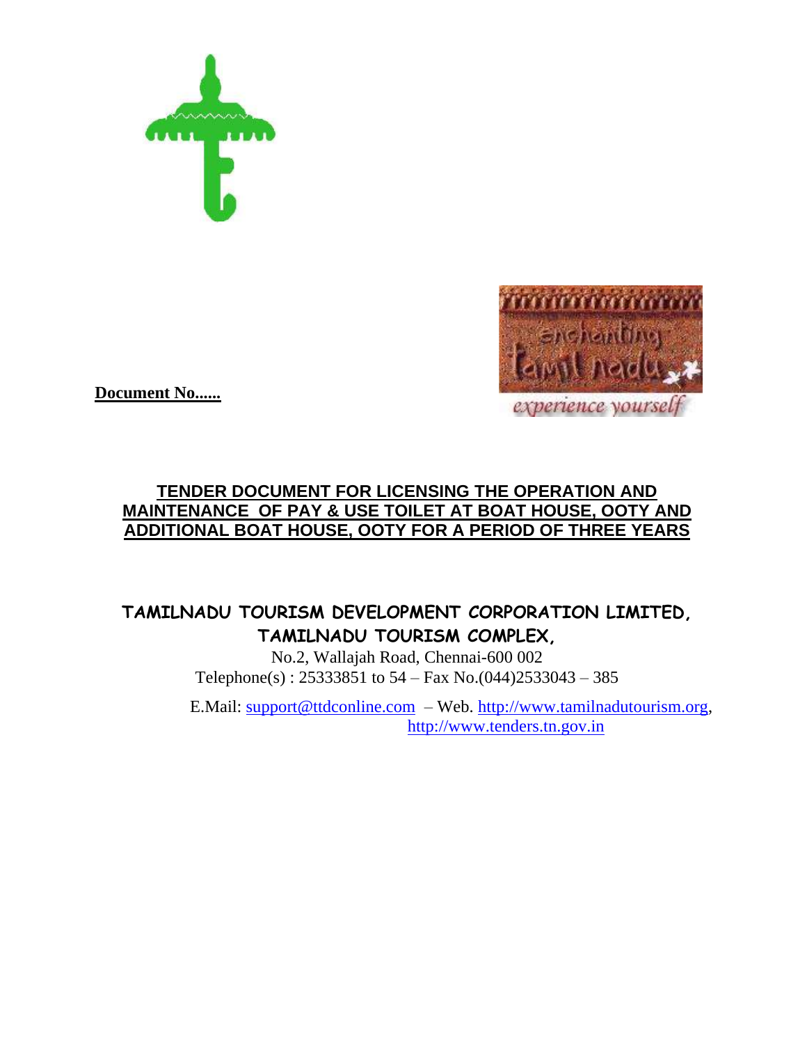**Document No......**

# TENDER DOCUMENT FOR LICENSING THE OPERATION AND MAINTENANCE OF PAY & USE TOILET AT BOAT HOUSE, OOTY AND ADDITIONAL BOAT HOUSE, OOTY FOR A PERIOD OF THREE YEARS

## TAMILNADU TOURISM DEVELOPMENT CORPORATION LIMITED, TAMILNADU TOURISM COMPLEX,

No.2, Wallajah Road, Chennai-600 002

Telephone(s) : 25333851 to 54 – Fax No.(044)2533043 – 385

E.Mail: support@ttdconline.com – Web. http://www.tamilnadutourism.org, http://www.tenders.tn.gov.in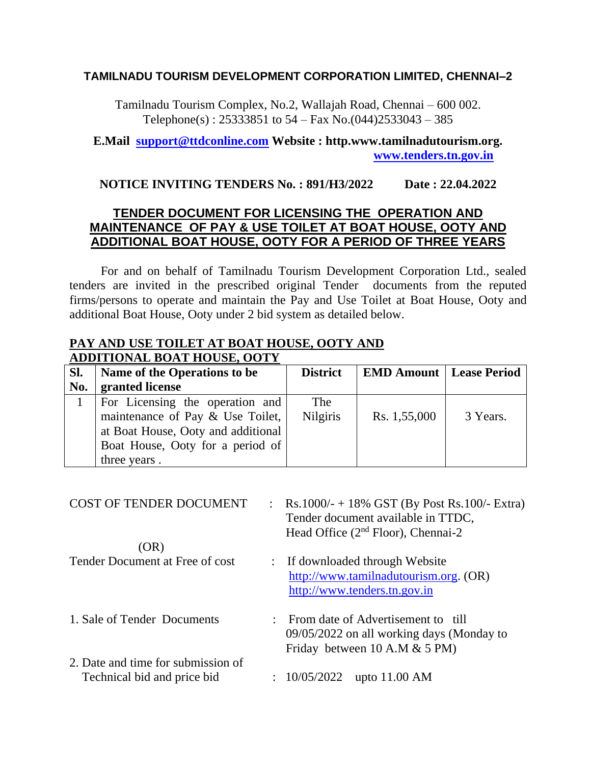**TAMILNADU TOURISM DEVELOPMENT CORPORATION LIMITED, CHENNAI–2**

Tamilnadu Tourism Complex, No.2, Wallajah Road, Chennai – 600 002.
Telephone(s) : 25333851 to 54 – Fax No.(044)2533043 – 385

**E.Mail support@ttdconline.com Website : http.www.tamilnadutourism.org. www.tenders.tn.gov.in**

**NOTICE INVITING TENDERS No. : 891/H3/2022 Date : 22.04.2022**

## TENDER DOCUMENT FOR LICENSING THE OPERATION AND MAINTENANCE OF PAY & USE TOILET AT BOAT HOUSE, OOTY AND ADDITIONAL BOAT HOUSE, OOTY FOR A PERIOD OF THREE YEARS

For and on behalf of Tamilnadu Tourism Development Corporation Ltd., sealed tenders are invited in the prescribed original Tender documents from the reputed firms/persons to operate and maintain the Pay and Use Toilet at Boat House, Ooty and additional Boat House, Ooty under 2 bid system as detailed below.

**PAY AND USE TOILET AT BOAT HOUSE, OOTY AND ADDITIONAL BOAT HOUSE, OOTY**

| Sl. No. | Name of the Operations to be granted license | District | EMD Amount | Lease Period |
|---|---|---|---|---|
| 1 | For Licensing the operation and maintenance of Pay & Use Toilet, at Boat House, Ooty and additional Boat House, Ooty for a period of three years . | The Nilgiris | Rs. 1,55,000 | 3 Years. |

COST OF TENDER DOCUMENT : Rs.1000/- + 18% GST (By Post Rs.100/- Extra) Tender document available in TTDC, Head Office (2nd Floor), Chennai-2

(OR)

Tender Document at Free of cost : If downloaded through Website http://www.tamilnadutourism.org. (OR) http://www.tenders.tn.gov.in

1. Sale of Tender Documents : From date of Advertisement to till 09/05/2022 on all working days (Monday to Friday between 10 A.M & 5 PM)

2. Date and time for submission of Technical bid and price bid : 10/05/2022 upto 11.00 AM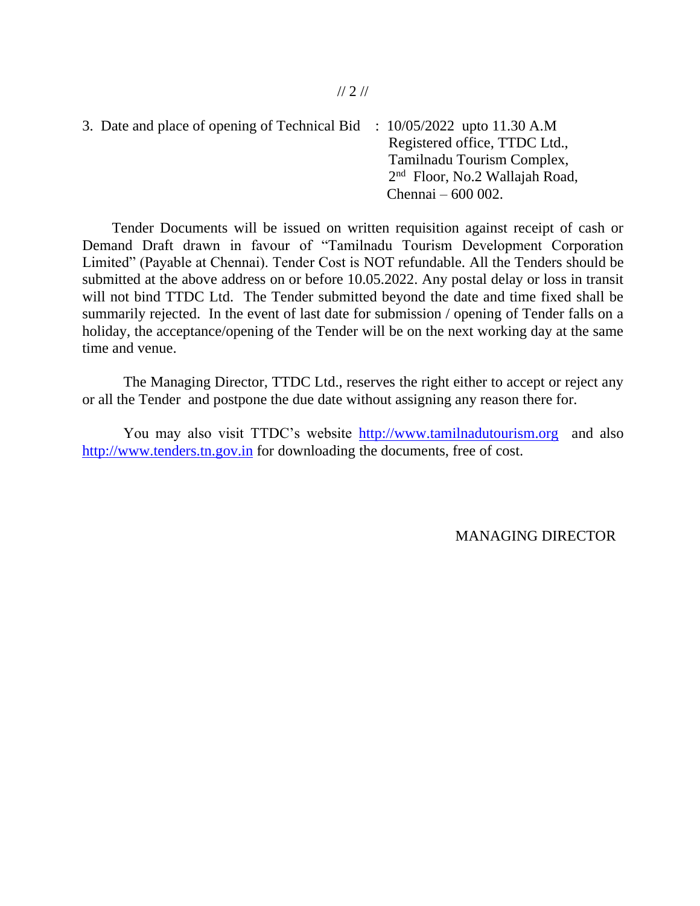3. Date and place of opening of Technical Bid : 10/05/2022 upto 11.30 A.M
Registered office, TTDC Ltd.,
Tamilnadu Tourism Complex,
2nd Floor, No.2 Wallajah Road,
Chennai – 600 002.

Tender Documents will be issued on written requisition against receipt of cash or Demand Draft drawn in favour of "Tamilnadu Tourism Development Corporation Limited" (Payable at Chennai). Tender Cost is NOT refundable. All the Tenders should be submitted at the above address on or before 10.05.2022. Any postal delay or loss in transit will not bind TTDC Ltd. The Tender submitted beyond the date and time fixed shall be summarily rejected. In the event of last date for submission / opening of Tender falls on a holiday, the acceptance/opening of the Tender will be on the next working day at the same time and venue.

The Managing Director, TTDC Ltd., reserves the right either to accept or reject any or all the Tender and postpone the due date without assigning any reason there for.

You may also visit TTDC's website http://www.tamilnadutourism.org and also http://www.tenders.tn.gov.in for downloading the documents, free of cost.

MANAGING DIRECTOR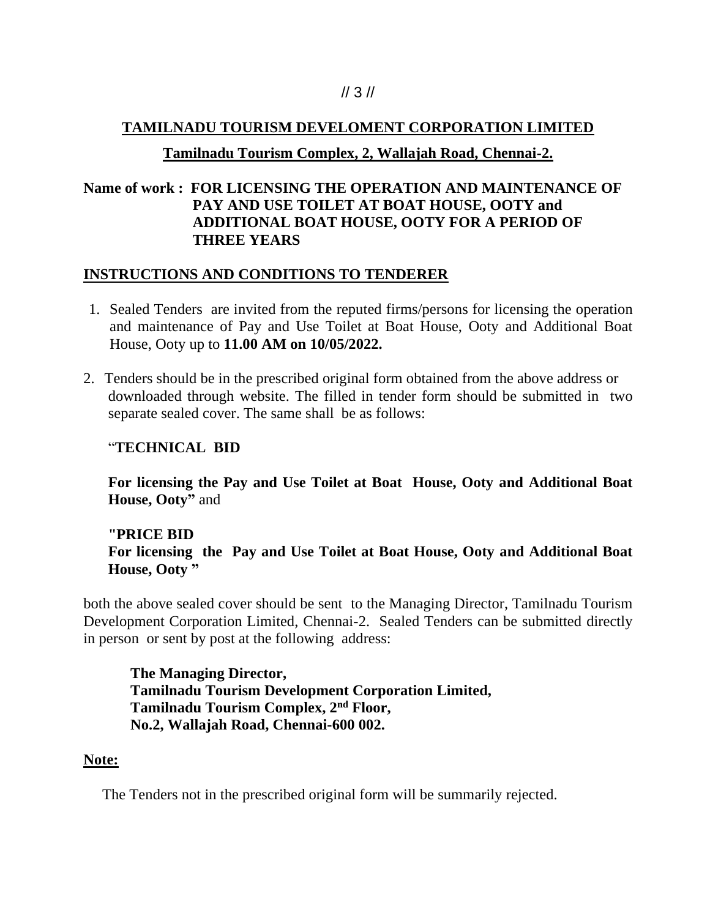**TAMILNADU TOURISM DEVELOMENT CORPORATION LIMITED**

**Tamilnadu Tourism Complex, 2, Wallajah Road, Chennai-2.**

**Name of work : FOR LICENSING THE OPERATION AND MAINTENANCE OF PAY AND USE TOILET AT BOAT HOUSE, OOTY and ADDITIONAL BOAT HOUSE, OOTY FOR A PERIOD OF THREE YEARS**

## INSTRUCTIONS AND CONDITIONS TO TENDERER

1. Sealed Tenders are invited from the reputed firms/persons for licensing the operation and maintenance of Pay and Use Toilet at Boat House, Ooty and Additional Boat House, Ooty up to **11.00 AM on 10/05/2022.**

2. Tenders should be in the prescribed original form obtained from the above address or downloaded through website. The filled in tender form should be submitted in two separate sealed cover. The same shall be as follows:

   "**TECHNICAL BID**

   **For licensing the Pay and Use Toilet at Boat House, Ooty and Additional Boat House, Ooty"** and

   **"PRICE BID**
   **For licensing the Pay and Use Toilet at Boat House, Ooty and Additional Boat House, Ooty "**

both the above sealed cover should be sent to the Managing Director, Tamilnadu Tourism Development Corporation Limited, Chennai-2. Sealed Tenders can be submitted directly in person or sent by post at the following address:

**The Managing Director,**
**Tamilnadu Tourism Development Corporation Limited,**
**Tamilnadu Tourism Complex, 2nd Floor,**
**No.2, Wallajah Road, Chennai-600 002.**

**Note:**

The Tenders not in the prescribed original form will be summarily rejected.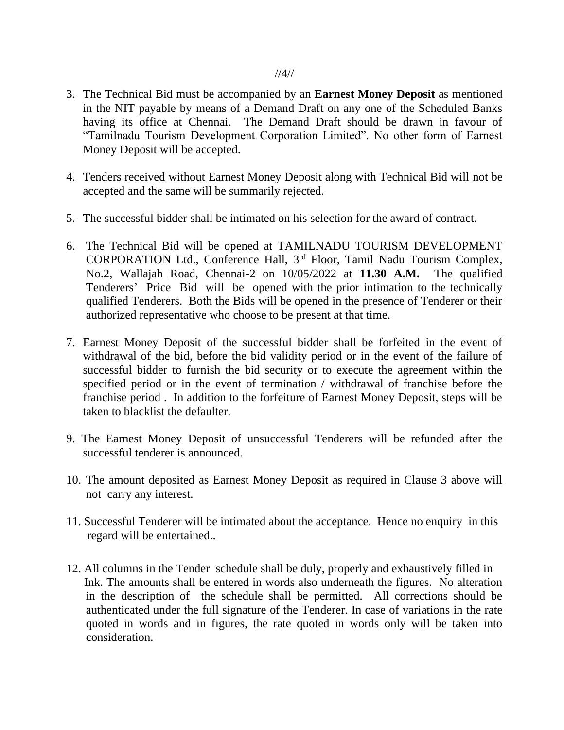3. The Technical Bid must be accompanied by an **Earnest Money Deposit** as mentioned in the NIT payable by means of a Demand Draft on any one of the Scheduled Banks having its office at Chennai. The Demand Draft should be drawn in favour of "Tamilnadu Tourism Development Corporation Limited". No other form of Earnest Money Deposit will be accepted.

4. Tenders received without Earnest Money Deposit along with Technical Bid will not be accepted and the same will be summarily rejected.

5. The successful bidder shall be intimated on his selection for the award of contract.

6. The Technical Bid will be opened at TAMILNADU TOURISM DEVELOPMENT CORPORATION Ltd., Conference Hall, 3rd Floor, Tamil Nadu Tourism Complex, No.2, Wallajah Road, Chennai-2 on 10/05/2022 at **11.30 A.M.** The qualified Tenderers' Price Bid will be opened with the prior intimation to the technically qualified Tenderers. Both the Bids will be opened in the presence of Tenderer or their authorized representative who choose to be present at that time.

7. Earnest Money Deposit of the successful bidder shall be forfeited in the event of withdrawal of the bid, before the bid validity period or in the event of the failure of successful bidder to furnish the bid security or to execute the agreement within the specified period or in the event of termination / withdrawal of franchise before the franchise period . In addition to the forfeiture of Earnest Money Deposit, steps will be taken to blacklist the defaulter.

9. The Earnest Money Deposit of unsuccessful Tenderers will be refunded after the successful tenderer is announced.

10. The amount deposited as Earnest Money Deposit as required in Clause 3 above will not carry any interest.

11. Successful Tenderer will be intimated about the acceptance. Hence no enquiry in this regard will be entertained..

12. All columns in the Tender schedule shall be duly, properly and exhaustively filled in Ink. The amounts shall be entered in words also underneath the figures. No alteration in the description of the schedule shall be permitted. All corrections should be authenticated under the full signature of the Tenderer. In case of variations in the rate quoted in words and in figures, the rate quoted in words only will be taken into consideration.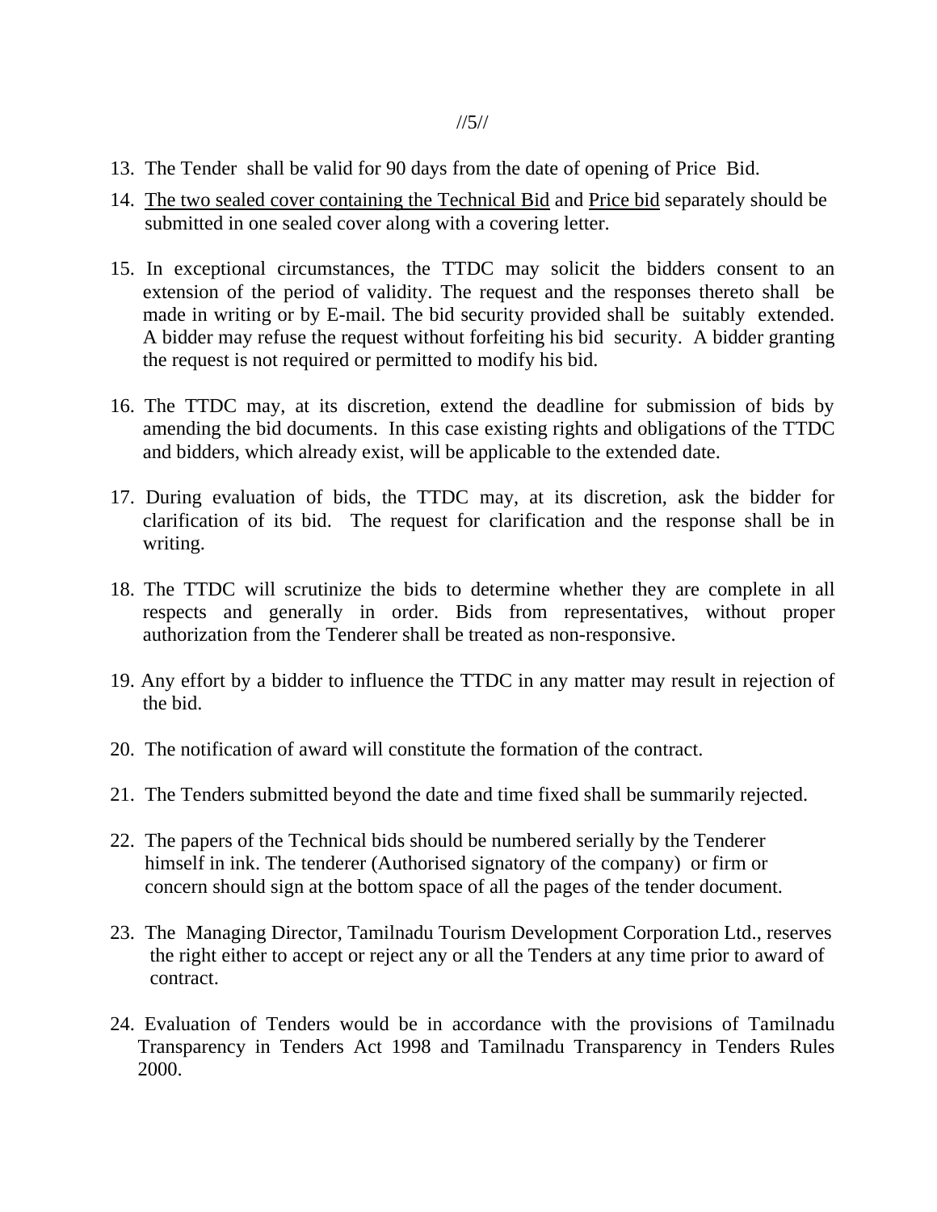13. The Tender shall be valid for 90 days from the date of opening of Price Bid.
14. <u>The two sealed cover containing the Technical Bid</u> and <u>Price bid</u> separately should be submitted in one sealed cover along with a covering letter.
15. In exceptional circumstances, the TTDC may solicit the bidders consent to an extension of the period of validity. The request and the responses thereto shall be made in writing or by E-mail. The bid security provided shall be suitably extended. A bidder may refuse the request without forfeiting his bid security. A bidder granting the request is not required or permitted to modify his bid.
16. The TTDC may, at its discretion, extend the deadline for submission of bids by amending the bid documents. In this case existing rights and obligations of the TTDC and bidders, which already exist, will be applicable to the extended date.
17. During evaluation of bids, the TTDC may, at its discretion, ask the bidder for clarification of its bid. The request for clarification and the response shall be in writing.
18. The TTDC will scrutinize the bids to determine whether they are complete in all respects and generally in order. Bids from representatives, without proper authorization from the Tenderer shall be treated as non-responsive.
19. Any effort by a bidder to influence the TTDC in any matter may result in rejection of the bid.
20. The notification of award will constitute the formation of the contract.
21. The Tenders submitted beyond the date and time fixed shall be summarily rejected.
22. The papers of the Technical bids should be numbered serially by the Tenderer himself in ink. The tenderer (Authorised signatory of the company) or firm or concern should sign at the bottom space of all the pages of the tender document.
23. The Managing Director, Tamilnadu Tourism Development Corporation Ltd., reserves the right either to accept or reject any or all the Tenders at any time prior to award of contract.
24. Evaluation of Tenders would be in accordance with the provisions of Tamilnadu Transparency in Tenders Act 1998 and Tamilnadu Transparency in Tenders Rules 2000.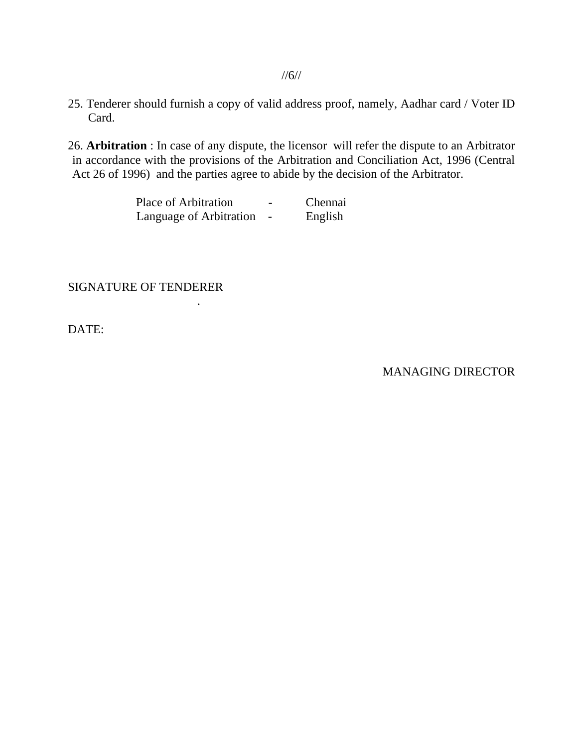25. Tenderer should furnish a copy of valid address proof, namely, Aadhar card / Voter ID Card.

26. **Arbitration** : In case of any dispute, the licensor will refer the dispute to an Arbitrator in accordance with the provisions of the Arbitration and Conciliation Act, 1996 (Central Act 26 of 1996) and the parties agree to abide by the decision of the Arbitrator.

| | | |
|---|---|---|
| Place of Arbitration | - | Chennai |
| Language of Arbitration | - | English |

SIGNATURE OF TENDERER

DATE:

MANAGING DIRECTOR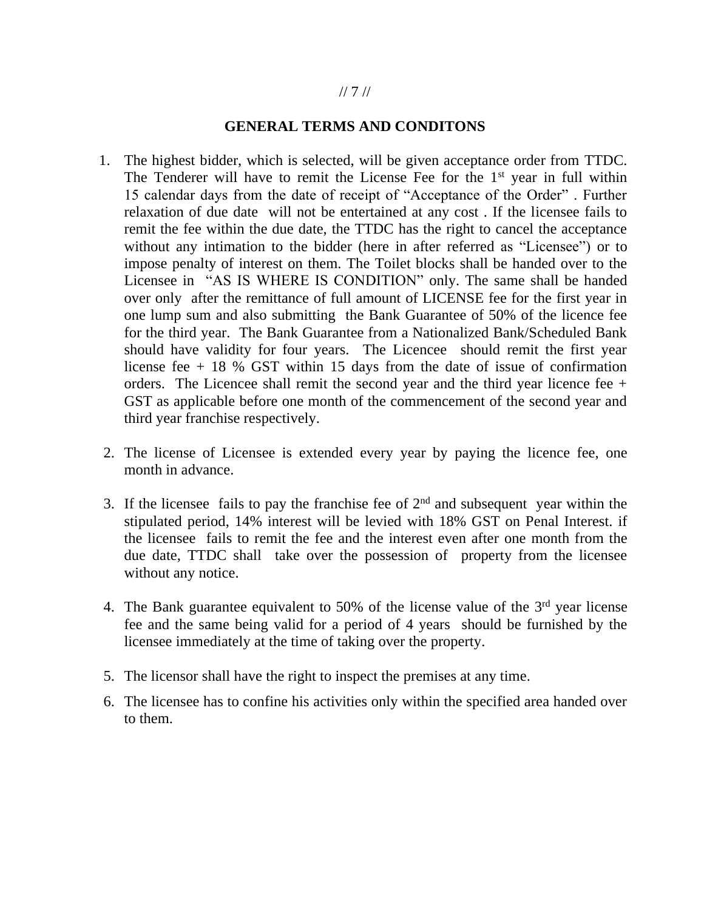## GENERAL TERMS AND CONDITONS

1. The highest bidder, which is selected, will be given acceptance order from TTDC. The Tenderer will have to remit the License Fee for the 1st year in full within 15 calendar days from the date of receipt of "Acceptance of the Order" . Further relaxation of due date will not be entertained at any cost . If the licensee fails to remit the fee within the due date, the TTDC has the right to cancel the acceptance without any intimation to the bidder (here in after referred as "Licensee") or to impose penalty of interest on them. The Toilet blocks shall be handed over to the Licensee in "AS IS WHERE IS CONDITION" only. The same shall be handed over only after the remittance of full amount of LICENSE fee for the first year in one lump sum and also submitting the Bank Guarantee of 50% of the licence fee for the third year. The Bank Guarantee from a Nationalized Bank/Scheduled Bank should have validity for four years. The Licencee should remit the first year license fee + 18 % GST within 15 days from the date of issue of confirmation orders. The Licencee shall remit the second year and the third year licence fee + GST as applicable before one month of the commencement of the second year and third year franchise respectively.

2. The license of Licensee is extended every year by paying the licence fee, one month in advance.

3. If the licensee fails to pay the franchise fee of 2nd and subsequent year within the stipulated period, 14% interest will be levied with 18% GST on Penal Interest. if the licensee fails to remit the fee and the interest even after one month from the due date, TTDC shall take over the possession of property from the licensee without any notice.

4. The Bank guarantee equivalent to 50% of the license value of the 3rd year license fee and the same being valid for a period of 4 years should be furnished by the licensee immediately at the time of taking over the property.

5. The licensor shall have the right to inspect the premises at any time.

6. The licensee has to confine his activities only within the specified area handed over to them.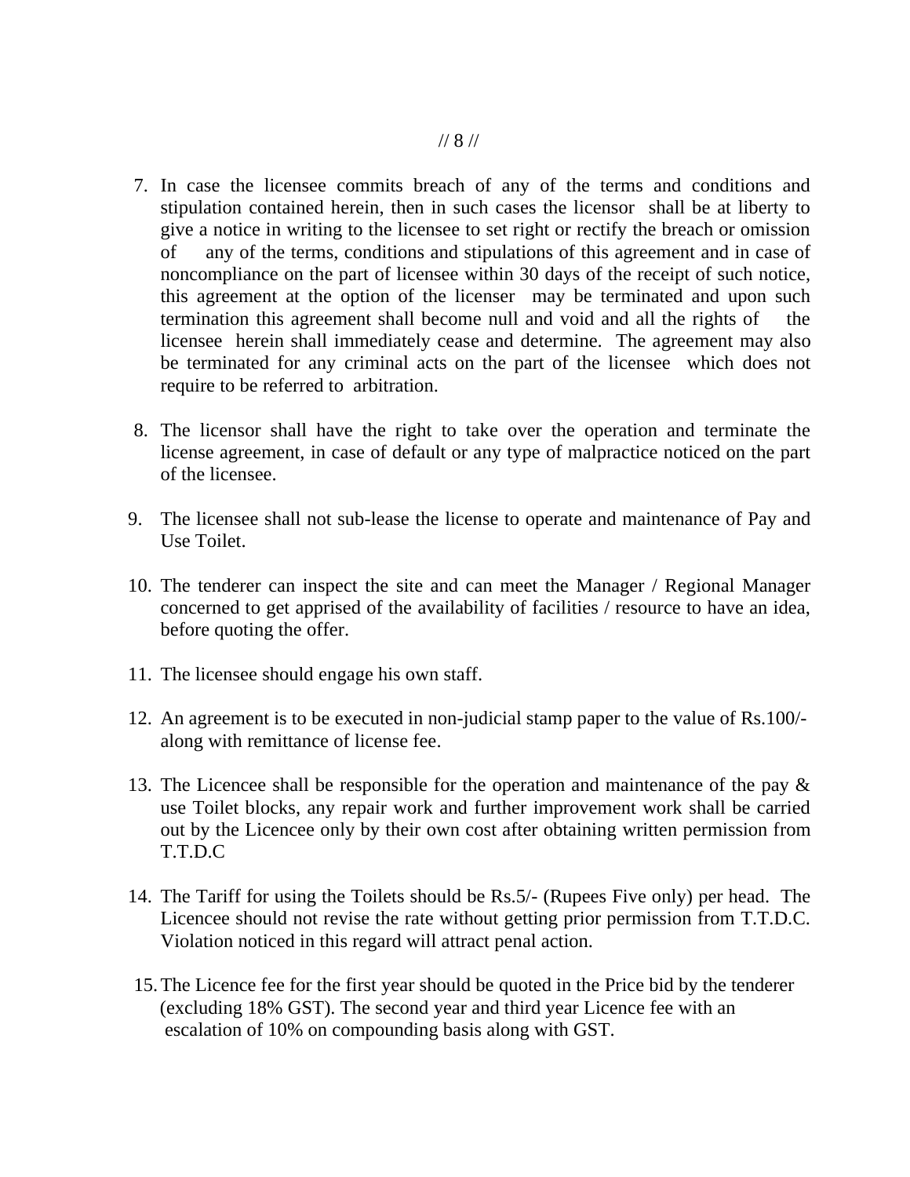7. In case the licensee commits breach of any of the terms and conditions and stipulation contained herein, then in such cases the licensor shall be at liberty to give a notice in writing to the licensee to set right or rectify the breach or omission of any of the terms, conditions and stipulations of this agreement and in case of noncompliance on the part of licensee within 30 days of the receipt of such notice, this agreement at the option of the licenser may be terminated and upon such termination this agreement shall become null and void and all the rights of the licensee herein shall immediately cease and determine. The agreement may also be terminated for any criminal acts on the part of the licensee which does not require to be referred to arbitration.

8. The licensor shall have the right to take over the operation and terminate the license agreement, in case of default or any type of malpractice noticed on the part of the licensee.

9. The licensee shall not sub-lease the license to operate and maintenance of Pay and Use Toilet.

10. The tenderer can inspect the site and can meet the Manager / Regional Manager concerned to get apprised of the availability of facilities / resource to have an idea, before quoting the offer.

11. The licensee should engage his own staff.

12. An agreement is to be executed in non-judicial stamp paper to the value of Rs.100/- along with remittance of license fee.

13. The Licencee shall be responsible for the operation and maintenance of the pay & use Toilet blocks, any repair work and further improvement work shall be carried out by the Licencee only by their own cost after obtaining written permission from T.T.D.C

14. The Tariff for using the Toilets should be Rs.5/- (Rupees Five only) per head. The Licencee should not revise the rate without getting prior permission from T.T.D.C. Violation noticed in this regard will attract penal action.

15. The Licence fee for the first year should be quoted in the Price bid by the tenderer (excluding 18% GST). The second year and third year Licence fee with an escalation of 10% on compounding basis along with GST.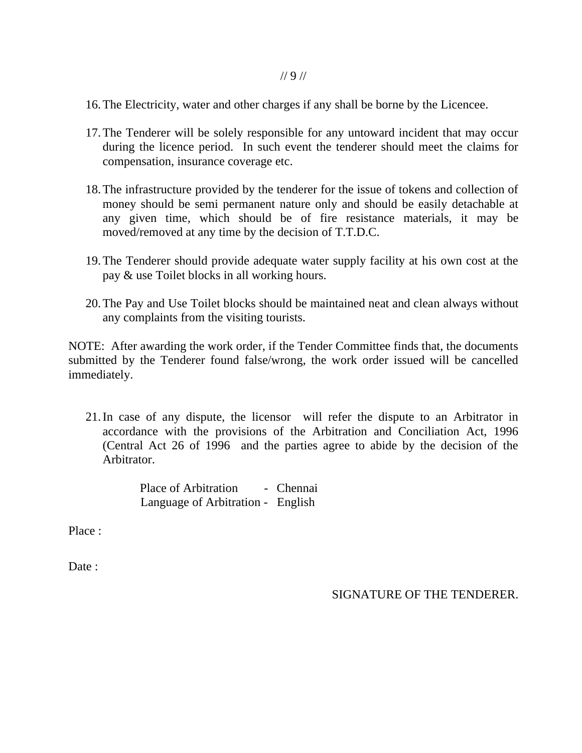16. The Electricity, water and other charges if any shall be borne by the Licencee.

17. The Tenderer will be solely responsible for any untoward incident that may occur during the licence period. In such event the tenderer should meet the claims for compensation, insurance coverage etc.

18. The infrastructure provided by the tenderer for the issue of tokens and collection of money should be semi permanent nature only and should be easily detachable at any given time, which should be of fire resistance materials, it may be moved/removed at any time by the decision of T.T.D.C.

19. The Tenderer should provide adequate water supply facility at his own cost at the pay & use Toilet blocks in all working hours.

20. The Pay and Use Toilet blocks should be maintained neat and clean always without any complaints from the visiting tourists.

NOTE: After awarding the work order, if the Tender Committee finds that, the documents submitted by the Tenderer found false/wrong, the work order issued will be cancelled immediately.

21. In case of any dispute, the licensor will refer the dispute to an Arbitrator in accordance with the provisions of the Arbitration and Conciliation Act, 1996 (Central Act 26 of 1996 and the parties agree to abide by the decision of the Arbitrator.

    Place of Arbitration - Chennai
    Language of Arbitration - English

Place :

Date :

SIGNATURE OF THE TENDERER.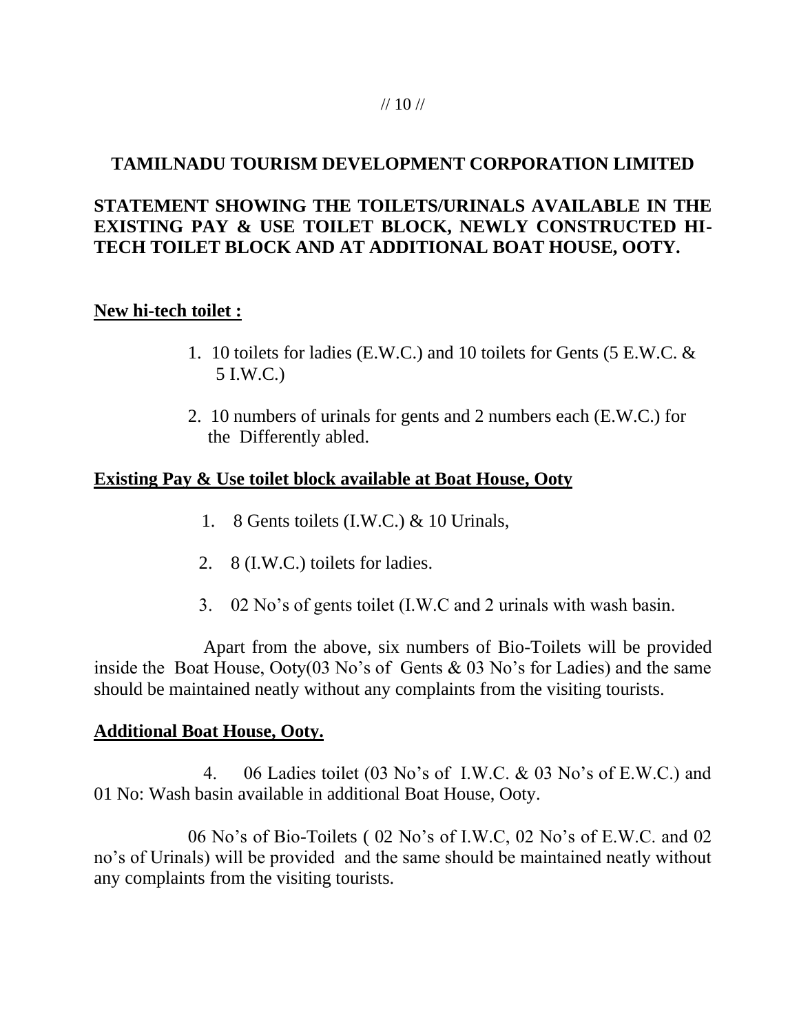## TAMILNADU TOURISM DEVELOPMENT CORPORATION LIMITED

## STATEMENT SHOWING THE TOILETS/URINALS AVAILABLE IN THE EXISTING PAY & USE TOILET BLOCK, NEWLY CONSTRUCTED HI-TECH TOILET BLOCK AND AT ADDITIONAL BOAT HOUSE, OOTY.

**New hi-tech toilet :**

1. 10 toilets for ladies (E.W.C.) and 10 toilets for Gents (5 E.W.C. & 5 I.W.C.)
2. 10 numbers of urinals for gents and 2 numbers each (E.W.C.) for the Differently abled.

**Existing Pay & Use toilet block available at Boat House, Ooty**

1. 8 Gents toilets (I.W.C.) & 10 Urinals,
2. 8 (I.W.C.) toilets for ladies.
3. 02 No's of gents toilet (I.W.C and 2 urinals with wash basin.

Apart from the above, six numbers of Bio-Toilets will be provided inside the Boat House, Ooty(03 No's of Gents & 03 No's for Ladies) and the same should be maintained neatly without any complaints from the visiting tourists.

**Additional Boat House, Ooty.**

4. 06 Ladies toilet (03 No's of I.W.C. & 03 No's of E.W.C.) and 01 No: Wash basin available in additional Boat House, Ooty.

06 No's of Bio-Toilets ( 02 No's of I.W.C, 02 No's of E.W.C. and 02 no's of Urinals) will be provided and the same should be maintained neatly without any complaints from the visiting tourists.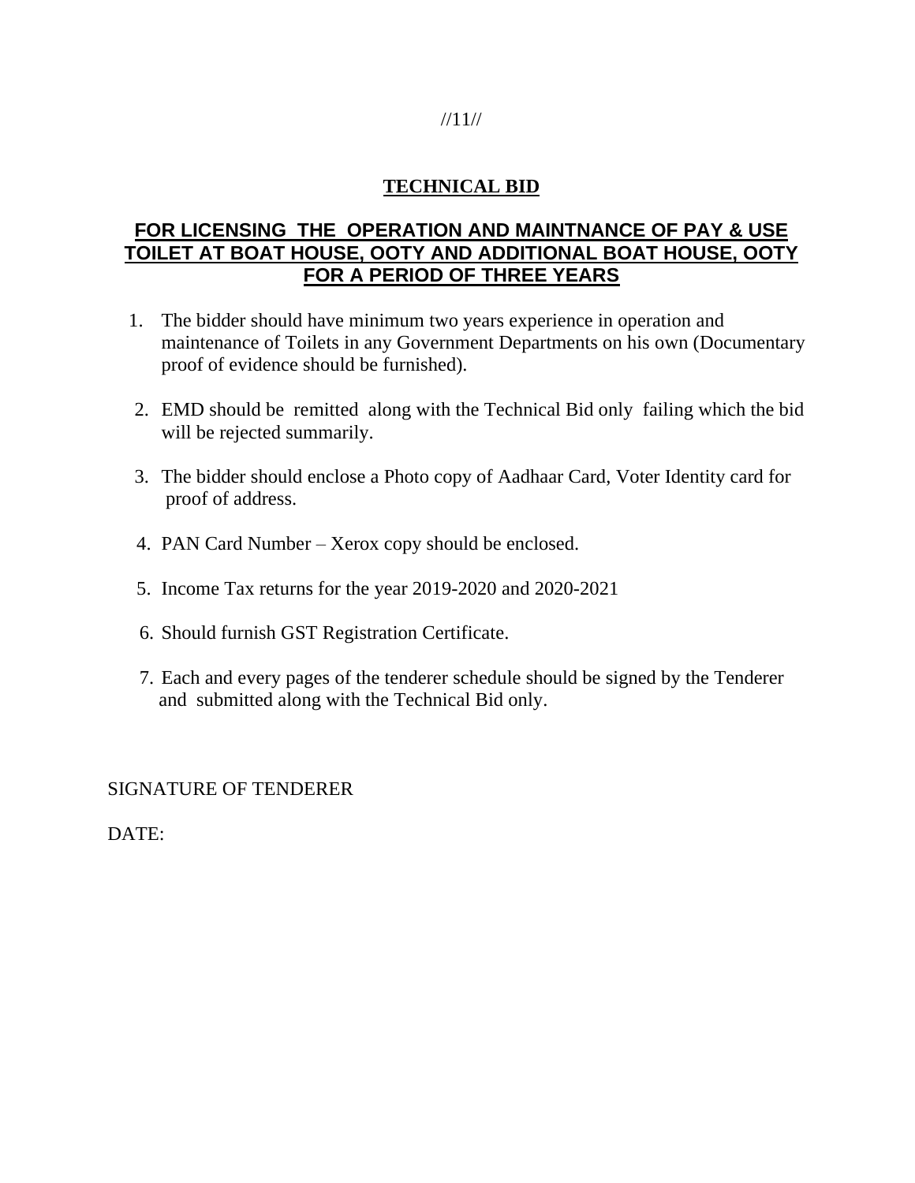## TECHNICAL BID

## FOR LICENSING THE OPERATION AND MAINTNANCE OF PAY & USE TOILET AT BOAT HOUSE, OOTY AND ADDITIONAL BOAT HOUSE, OOTY FOR A PERIOD OF THREE YEARS

1. The bidder should have minimum two years experience in operation and maintenance of Toilets in any Government Departments on his own (Documentary proof of evidence should be furnished).
2. EMD should be remitted along with the Technical Bid only failing which the bid will be rejected summarily.
3. The bidder should enclose a Photo copy of Aadhaar Card, Voter Identity card for proof of address.
4. PAN Card Number – Xerox copy should be enclosed.
5. Income Tax returns for the year 2019-2020 and 2020-2021
6. Should furnish GST Registration Certificate.
7. Each and every pages of the tenderer schedule should be signed by the Tenderer and submitted along with the Technical Bid only.

SIGNATURE OF TENDERER

DATE: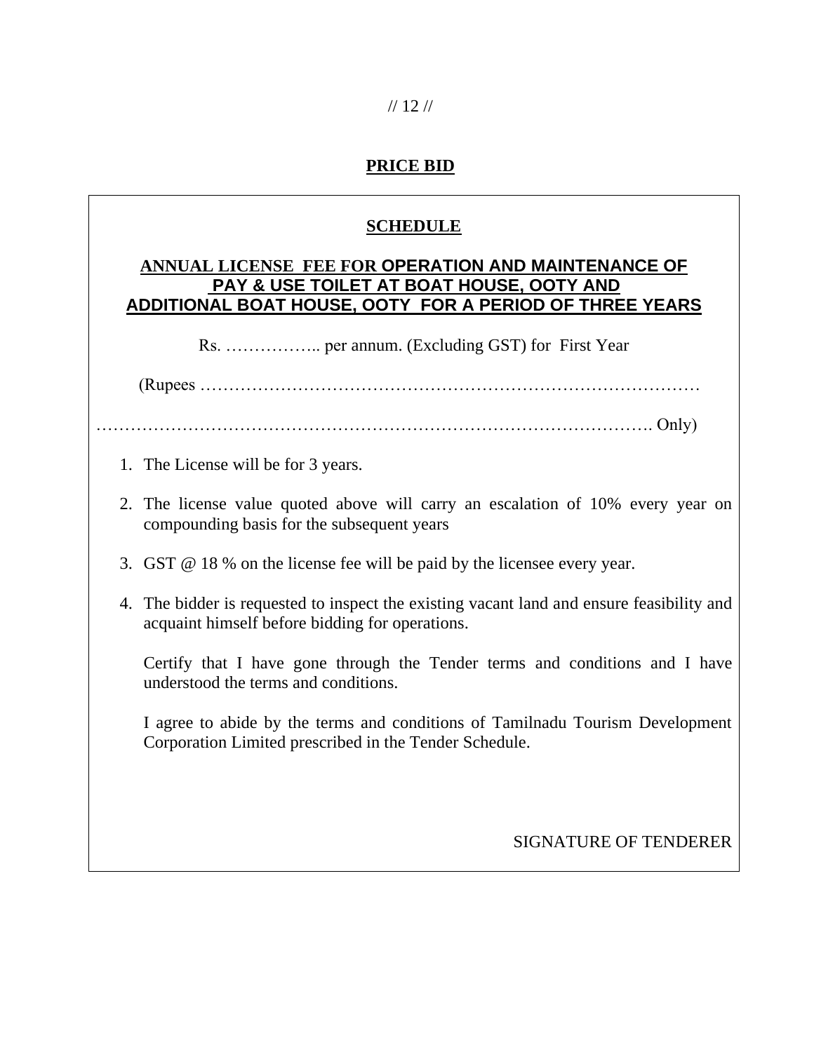## PRICE BID

### SCHEDULE

### ANNUAL LICENSE FEE FOR OPERATION AND MAINTENANCE OF PAY & USE TOILET AT BOAT HOUSE, OOTY AND ADDITIONAL BOAT HOUSE, OOTY FOR A PERIOD OF THREE YEARS

Rs. …………….. per annum. (Excluding GST) for First Year

(Rupees ……………………………………………………………………………

……………………………………………………………………………………. Only)

1. The License will be for 3 years.
2. The license value quoted above will carry an escalation of 10% every year on compounding basis for the subsequent years
3. GST @ 18 % on the license fee will be paid by the licensee every year.
4. The bidder is requested to inspect the existing vacant land and ensure feasibility and acquaint himself before bidding for operations.

Certify that I have gone through the Tender terms and conditions and I have understood the terms and conditions.

I agree to abide by the terms and conditions of Tamilnadu Tourism Development Corporation Limited prescribed in the Tender Schedule.

SIGNATURE OF TENDERER